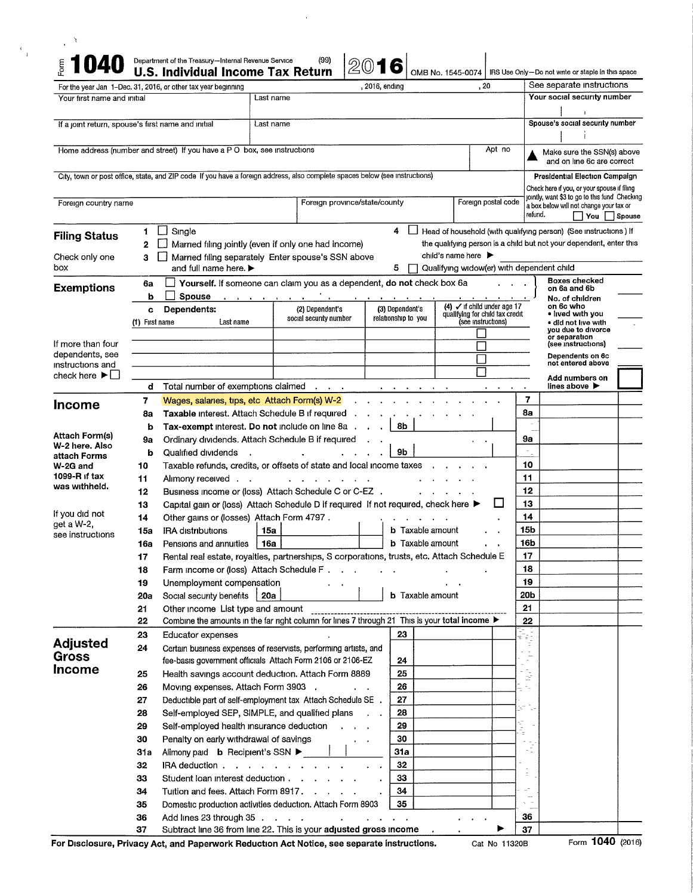# Form 1040 — Department of the Treasury—Internal Revenue Service (99)

## U.S. Individual Income Tax Return 2016

OMB No. 1545-0074 | IRS Use Only—Do not write or staple in this space

For the year Jan 1–Dec. 31, 2016, or other tax year beginning , 2016, ending , 20 | See separate instructions

| Your first name and initial | Last name | Your social security number |
|---|---|---|
| If a joint return, spouse's first name and initial | Last name | Spouse's social security number |
| Home address (number and street) If you have a P O box, see instructions | Apt no | ▲ Make sure the SSN(s) above and on line 6c are correct |
| City, town or post office, state, and ZIP code If you have a foreign address, also complete spaces below (see instructions) | | **Presidential Election Campaign** Check here if you, or your spouse if filing jointly, want $3 to go to this fund Checking a box below will not change your tax or refund. ☐ You ☐ Spouse |
| Foreign country name | Foreign province/state/county | Foreign postal code |

### Filing Status

Check only one box

1. ☐ Single
2. ☐ Married filing jointly (even if only one had income)
3. ☐ Married filing separately Enter spouse's SSN above and full name here. ▶
4. ☐ Head of household (with qualifying person) (See instructions ) If the qualifying person is a child but not your dependent, enter this child's name here ▶
5. ☐ Qualifying widow(er) with dependent child

### Exemptions

6a ☐ **Yourself.** If someone can claim you as a dependent, **do not** check box 6a

b ☐ **Spouse**

c **Dependents:**

| (1) First name Last name | (2) Dependent's social security number | (3) Dependent's relationship to you | (4) ✓ if child under age 17 qualifying for child tax credit (see instructions) |
|---|---|---|---|
| | | | ☐ |
| | | | ☐ |
| | | | ☐ |
| | | | ☐ |

If more than four dependents, see instructions and check here ▶ ☐

d Total number of exemptions claimed

Boxes checked on 6a and 6b

No. of children on 6c who:
- lived with you
- did not live with you due to divorce or separation (see instructions)

Dependents on 6c not entered above

Add numbers on lines above ▶

### Income

Attach Form(s) W-2 here. Also attach Forms W-2G and 1099-R if tax was withheld.

If you did not get a W-2, see instructions

| Line | Description | | Line | Amount |
|---|---|---|---|---|
| 7 | Wages, salaries, tips, etc Attach Form(s) W-2 | | 7 | |
| 8a | **Taxable** interest. Attach Schedule B if required | | 8a | |
| b | **Tax-exempt** interest. **Do not** include on line 8a | 8b | | |
| 9a | Ordinary dividends. Attach Schedule B if required | | 9a | |
| b | Qualified dividends | 9b | | |
| 10 | Taxable refunds, credits, or offsets of state and local income taxes | | 10 | |
| 11 | Alimony received | | 11 | |
| 12 | Business income or (loss) Attach Schedule C or C-EZ | | 12 | |
| 13 | Capital gain or (loss) Attach Schedule D if required If not required, check here ▶ ☐ | | 13 | |
| 14 | Other gains or (losses) Attach Form 4797 | | 14 | |
| 15a | IRA distributions 15a | b Taxable amount | 15b | |
| 16a | Pensions and annuities 16a | b Taxable amount | 16b | |
| 17 | Rental real estate, royalties, partnerships, S corporations, trusts, etc. Attach Schedule E | | 17 | |
| 18 | Farm income or (loss) Attach Schedule F | | 18 | |
| 19 | Unemployment compensation | | 19 | |
| 20a | Social security benefits 20a | b Taxable amount | 20b | |
| 21 | Other income List type and amount | | 21 | |
| 22 | Combine the amounts in the far right column for lines 7 through 21 This is your **total income** ▶ | | 22 | |

### Adjusted Gross Income

| Line | Description | Line | Amount | Line | Amount |
|---|---|---|---|---|---|
| 23 | Educator expenses | 23 | | | |
| 24 | Certain business expenses of reservists, performing artists, and fee-basis government officials Attach Form 2106 or 2106-EZ | 24 | | | |
| 25 | Health savings account deduction. Attach Form 8889 | 25 | | | |
| 26 | Moving expenses. Attach Form 3903 | 26 | | | |
| 27 | Deductible part of self-employment tax Attach Schedule SE | 27 | | | |
| 28 | Self-employed SEP, SIMPLE, and qualified plans | 28 | | | |
| 29 | Self-employed health insurance deduction | 29 | | | |
| 30 | Penalty on early withdrawal of savings | 30 | | | |
| 31a | Alimony paid **b** Recipient's SSN ▶ | 31a | | | |
| 32 | IRA deduction | 32 | | | |
| 33 | Student loan interest deduction | 33 | | | |
| 34 | Tuition and fees. Attach Form 8917 | 34 | | | |
| 35 | Domestic production activities deduction. Attach Form 8903 | 35 | | | |
| 36 | Add lines 23 through 35 | | | 36 | |
| 37 | Subtract line 36 from line 22. This is your **adjusted gross income** ▶ | | | 37 | |

**For Disclosure, Privacy Act, and Paperwork Reduction Act Notice, see separate instructions.** Cat No 11320B Form **1040** (2016)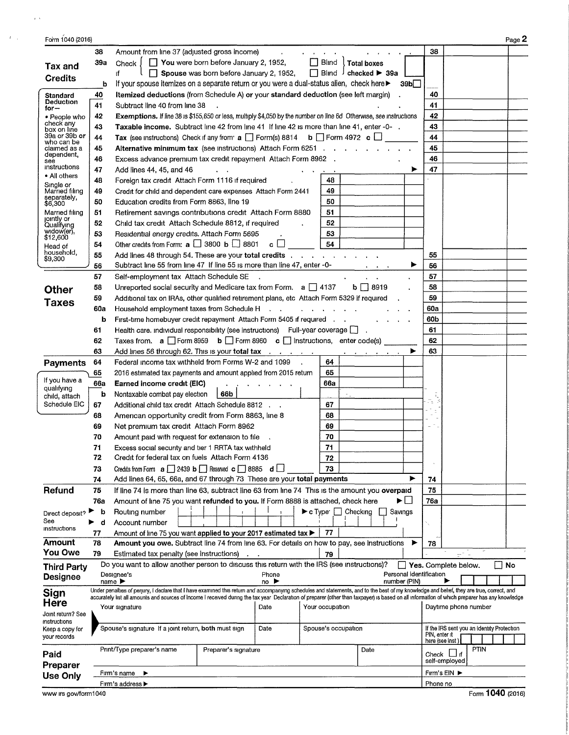Form 1040 (2016) Page **2**

## Tax and Credits

| Line | Description | | | Line | Amount |
|---|---|---|---|---|---|
| 38 | Amount from line 37 (adjusted gross income) | | | 38 | |
| 39a | Check if { ☐ **You** were born before January 2, 1952, ☐ Blind } ☐ **Spouse** was born before January 2, 1952, ☐ Blind } **Total boxes checked ▶ 39a** | | | | |
| b | If your spouse itemizes on a separate return or you were a dual-status alien, check here ▶ 39b☐ | | | | |
| 40 | **Itemized deductions** (from Schedule A) **or** your **standard deduction** (see left margin) | | | 40 | |
| 41 | Subtract line 40 from line 38 | | | 41 | |
| 42 | **Exemptions.** If line 38 is $155,650 or less, multiply $4,050 by the number on line 6d Otherwise, see instructions | | | 42 | |
| 43 | **Taxable income.** Subtract line 42 from line 41 If line 42 is more than line 41, enter -0- | | | 43 | |
| 44 | **Tax** (see instructions) Check if any from: **a** ☐ Form(s) 8814 **b** ☐ Form 4972 **c** ☐ | | | 44 | |
| 45 | **Alternative minimum tax** (see instructions) Attach Form 6251 | | | 45 | |
| 46 | Excess advance premium tax credit repayment Attach Form 8962 | | | 46 | |
| 47 | Add lines 44, 45, and 46 ▶ | | | 47 | |
| 48 | Foreign tax credit Attach Form 1116 if required | 48 | | | |
| 49 | Credit for child and dependent care expenses Attach Form 2441 | 49 | | | |
| 50 | Education credits from Form 8863, line 19 | 50 | | | |
| 51 | Retirement savings contributions credit Attach Form 8880 | 51 | | | |
| 52 | Child tax credit Attach Schedule 8812, if required | 52 | | | |
| 53 | Residential energy credits. Attach Form 5695 | 53 | | | |
| 54 | Other credits from Form: **a** ☐ 3800 **b** ☐ 8801 **c** ☐ | 54 | | | |
| 55 | Add lines 48 through 54. These are your **total credits** | | | 55 | |
| 56 | Subtract line 55 from line 47 If line 55 is more than line 47, enter -0- ▶ | | | 56 | |

**Standard Deduction for—**
- People who check any box on line 39a or 39b **or** who can be claimed as a dependent, see instructions
- All others

Single or Married filing separately, $6,300

Married filing jointly or Qualifying widow(er), $12,600

Head of household, $9,300

## Other Taxes

| Line | Description | Line | Amount |
|---|---|---|---|
| 57 | Self-employment tax Attach Schedule SE | 57 | |
| 58 | Unreported social security and Medicare tax from Form: **a** ☐ 4137 **b** ☐ 8919 | 58 | |
| 59 | Additional tax on IRAs, other qualified retirement plans, etc Attach Form 5329 if required | 59 | |
| 60a | Household employment taxes from Schedule H | 60a | |
| b | First-time homebuyer credit repayment Attach Form 5405 if required | 60b | |
| 61 | Health care: individual responsibility (see instructions) Full-year coverage ☐ | 61 | |
| 62 | Taxes from: **a** ☐ Form 8959 **b** ☐ Form 8960 **c** ☐ Instructions; enter code(s) | 62 | |
| 63 | Add lines 56 through 62. This is your **total tax** ▶ | 63 | |

## Payments

If you have a qualifying child, attach Schedule EIC

| Line | Description | | | Line | Amount |
|---|---|---|---|---|---|
| 64 | Federal income tax withheld from Forms W-2 and 1099 | 64 | | | |
| 65 | 2016 estimated tax payments and amount applied from 2015 return | 65 | | | |
| 66a | **Earned income credit (EIC)** | 66a | | | |
| b | Nontaxable combat pay election 66b | | | | |
| 67 | Additional child tax credit Attach Schedule 8812 | 67 | | | |
| 68 | American opportunity credit from Form 8863, line 8 | 68 | | | |
| 69 | Net premium tax credit Attach Form 8962 | 69 | | | |
| 70 | Amount paid with request for extension to file | 70 | | | |
| 71 | Excess social security and tier 1 RRTA tax withheld | 71 | | | |
| 72 | Credit for federal tax on fuels Attach Form 4136 | 72 | | | |
| 73 | Credits from Form: **a** ☐ 2439 **b** ☐ Reserved **c** ☐ 8885 **d** ☐ | 73 | | | |
| 74 | Add lines 64, 65, 66a, and 67 through 73 These are your **total payments** ▶ | | | 74 | |

## Refund

| Line | Description | Line | Amount |
|---|---|---|---|
| 75 | If line 74 is more than line 63, subtract line 63 from line 74 This is the amount you **overpaid** | 75 | |
| 76a | Amount of line 75 you want **refunded to you.** If Form 8888 is attached, check here ▶ ☐ | 76a | |
| ▶ b | Routing number ▶ c Type: ☐ Checking ☐ Savings | | |
| ▶ d | Account number | | |
| 77 | Amount of line 75 you want **applied to your 2017 estimated tax** ▶ 77 | | |

Direct deposit? See instructions

## Amount You Owe

| Line | Description | Line | Amount |
|---|---|---|---|
| 78 | **Amount you owe.** Subtract line 74 from line 63. For details on how to pay, see instructions ▶ | 78 | |
| 79 | Estimated tax penalty (see instructions) 79 | | |

## Third Party Designee

Do you want to allow another person to discuss this return with the IRS (see instructions)? ☐ **Yes.** Complete below. ☐ **No**

Designee's name ▶ Phone no ▶ Personal identification number (PIN) ▶

## Sign Here

Joint return? See instructions
Keep a copy for your records

Under penalties of perjury, I declare that I have examined this return and accompanying schedules and statements, and to the best of my knowledge and belief, they are true, correct, and accurately list all amounts and sources of income I received during the tax year Declaration of preparer (other than taxpayer) is based on all information of which preparer has any knowledge

| Your signature | Date | Your occupation | Daytime phone number |
|---|---|---|---|
| Spouse's signature If a joint return, **both** must sign | Date | Spouse's occupation | If the IRS sent you an Identity Protection PIN, enter it here (see inst) |

## Paid Preparer Use Only

| Print/Type preparer's name | Preparer's signature | Date | Check ☐ if self-employed | PTIN |
|---|---|---|---|---|
| Firm's name ▶ | | | Firm's EIN ▶ | |
| Firm's address ▶ | | | Phone no | |

www irs gov/form1040 Form **1040** (2016)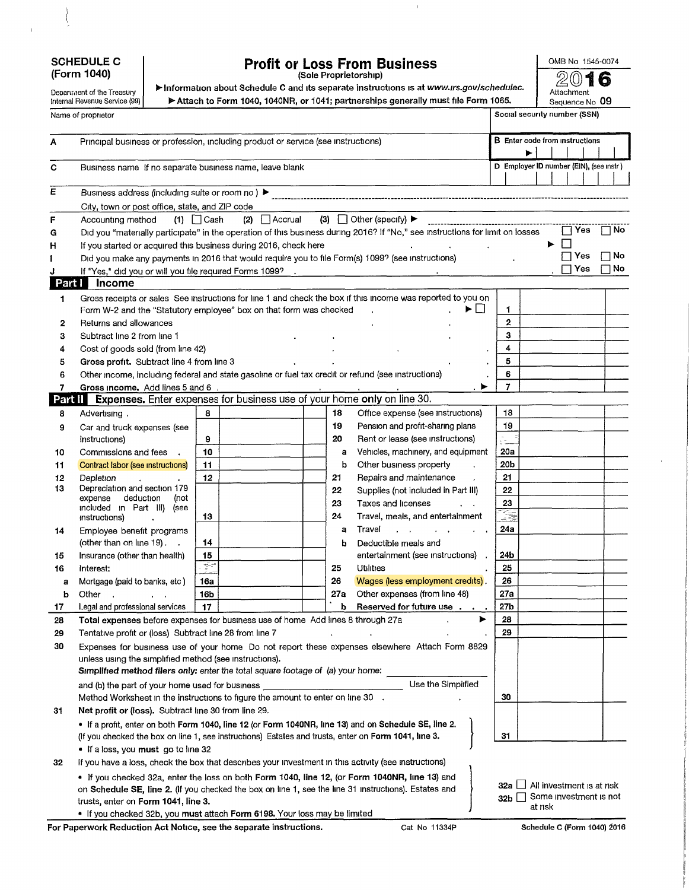**SCHEDULE C (Form 1040)**

Department of the Treasury
Internal Revenue Service (99)

# Profit or Loss From Business

(Sole Proprietorship)

▶ Information about Schedule C and its separate instructions is at www.irs.gov/schedulec.

▶ Attach to Form 1040, 1040NR, or 1041; partnerships generally must file Form 1065.

OMB No 1545-0074

**2016**

Attachment Sequence No 09

Name of proprietor | Social security number (SSN)

**A** Principal business or profession, including product or service (see instructions) | **B** Enter code from instructions ▶

**C** Business name If no separate business name, leave blank | **D** Employer ID number (EIN), (see instr)

**E** Business address (including suite or room no ) ▶

City, town or post office, state, and ZIP code

**F** Accounting method (1) ☐ Cash (2) ☐ Accrual (3) ☐ Other (specify) ▶

**G** Did you "materially participate" in the operation of this business during 2016? If "No," see instructions for limit on losses ☐ Yes ☐ No

**H** If you started or acquired this business during 2016, check here ▶ ☐

**I** Did you make any payments in 2016 that would require you to file Form(s) 1099? (see instructions) ☐ Yes ☐ No

**J** If "Yes," did you or will you file required Forms 1099? ☐ Yes ☐ No

## Part I Income

| | | | |
|---|---|---|---|
| 1 | Gross receipts or sales See instructions for line 1 and check the box if this income was reported to you on Form W-2 and the "Statutory employee" box on that form was checked ▶ ☐ | 1 | |
| 2 | Returns and allowances | 2 | |
| 3 | Subtract line 2 from line 1 | 3 | |
| 4 | Cost of goods sold (from line 42) | 4 | |
| 5 | **Gross profit.** Subtract line 4 from line 3 | 5 | |
| 6 | Other income, including federal and state gasoline or fuel tax credit or refund (see instructions) | 6 | |
| 7 | **Gross income.** Add lines 5 and 6 ▶ | 7 | |

## Part II Expenses. Enter expenses for business use of your home only on line 30.

| | | | | | | | |
|---|---|---|---|---|---|---|---|
| 8 | Advertising | 8 | | 18 | Office expense (see instructions) | 18 | |
| 9 | Car and truck expenses (see instructions) | 9 | | 19 | Pension and profit-sharing plans | 19 | |
| | | | | 20 | Rent or lease (see instructions) | | |
| 10 | Commissions and fees | 10 | | a | Vehicles, machinery, and equipment | 20a | |
| 11 | Contract labor (see instructions) | 11 | | b | Other business property | 20b | |
| 12 | Depletion | 12 | | 21 | Repairs and maintenance | 21 | |
| 13 | Depreciation and section 179 expense deduction (not included in Part III) (see instructions) | 13 | | 22 | Supplies (not included in Part III) | 22 | |
| | | | | 23 | Taxes and licenses | 23 | |
| | | | | 24 | Travel, meals, and entertainment | | |
| 14 | Employee benefit programs (other than on line 19) | 14 | | a | Travel | 24a | |
| 15 | Insurance (other than health) | 15 | | b | Deductible meals and entertainment (see instructions) | 24b | |
| 16 | Interest: | | | 25 | Utilities | 25 | |
| a | Mortgage (paid to banks, etc ) | 16a | | 26 | Wages (less employment credits) | 26 | |
| b | Other | 16b | | 27a | Other expenses (from line 48) | 27a | |
| 17 | Legal and professional services | 17 | | b | **Reserved for future use** | 27b | |

| | | | |
|---|---|---|---|
| 28 | **Total expenses** before expenses for business use of home Add lines 8 through 27a ▶ | 28 | |
| 29 | Tentative profit or (loss) Subtract line 28 from line 7 | 29 | |
| 30 | Expenses for business use of your home Do not report these expenses elsewhere Attach Form 8829 unless using the simplified method (see instructions). *Simplified method filers only:* enter the total square footage of (a) your home: ____ and (b) the part of your home used for business ____ Use the Simplified Method Worksheet in the instructions to figure the amount to enter on line 30 | 30 | |
| 31 | **Net profit or (loss).** Subtract line 30 from line 29. • If a profit, enter on both **Form 1040, line 12** (or **Form 1040NR, line 13**) and on **Schedule SE, line 2.** (If you checked the box on line 1, see instructions) Estates and trusts, enter on **Form 1041, line 3.** • If a loss, you **must** go to line 32 | 31 | |

**32** If you have a loss, check the box that describes your investment in this activity (see instructions)

• If you checked 32a, enter the loss on both **Form 1040, line 12,** (or **Form 1040NR, line 13**) and on **Schedule SE, line 2.** (If you checked the box on line 1, see the line 31 instructions). Estates and trusts, enter on **Form 1041, line 3.**

• If you checked 32b, you **must** attach **Form 6198.** Your loss may be limited

32a ☐ All investment is at risk
32b ☐ Some investment is not at risk

**For Paperwork Reduction Act Notice, see the separate instructions.** Cat No 11334P **Schedule C (Form 1040) 2016**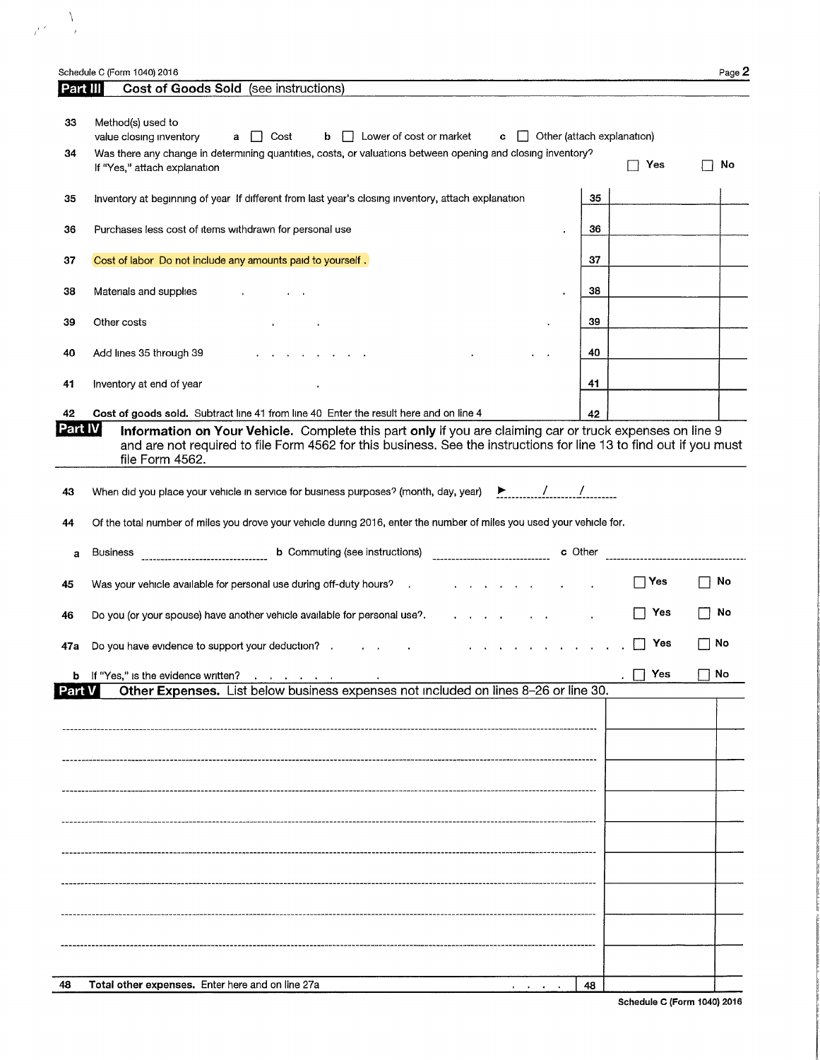Schedule C (Form 1040) 2016 Page 2

## Part III Cost of Goods Sold (see instructions)

**33** Method(s) used to value closing inventory a ☐ Cost b ☐ Lower of cost or market c ☐ Other (attach explanation)

**34** Was there any change in determining quantities, costs, or valuations between opening and closing inventory? If "Yes," attach explanation ☐ Yes ☐ No

| | | Line | Amount | |
|---|---|---|---|---|
| 35 | Inventory at beginning of year If different from last year's closing inventory, attach explanation | 35 | | |
| 36 | Purchases less cost of items withdrawn for personal use | 36 | | |
| 37 | Cost of labor Do not include any amounts paid to yourself . | 37 | | |
| 38 | Materials and supplies | 38 | | |
| 39 | Other costs | 39 | | |
| 40 | Add lines 35 through 39 | 40 | | |
| 41 | Inventory at end of year | 41 | | |
| 42 | **Cost of goods sold.** Subtract line 41 from line 40 Enter the result here and on line 4 | 42 | | |

## Part IV Information on Your Vehicle.

Complete this part **only** if you are claiming car or truck expenses on line 9 and are not required to file Form 4562 for this business. See the instructions for line 13 to find out if you must file Form 4562.

**43** When did you place your vehicle in service for business purposes? (month, day, year) ► / /

**44** Of the total number of miles you drove your vehicle during 2016, enter the number of miles you used your vehicle for.

a Business ______ b Commuting (see instructions) ______ c Other ______

**45** Was your vehicle available for personal use during off-duty hours? ☐ Yes ☐ No

**46** Do you (or your spouse) have another vehicle available for personal use? ☐ Yes ☐ No

**47a** Do you have evidence to support your deduction? ☐ Yes ☐ No

**b** If "Yes," is the evidence written? ☐ Yes ☐ No

## Part V Other Expenses.

List below business expenses not included on lines 8–26 or line 30.

| Description | Amount | |
|---|---|---|
| | | |
| | | |
| | | |
| | | |
| | | |
| | | |
| | | |
| | | |
| | | |

**48** **Total other expenses.** Enter here and on line 27a | 48 |

Schedule C (Form 1040) 2016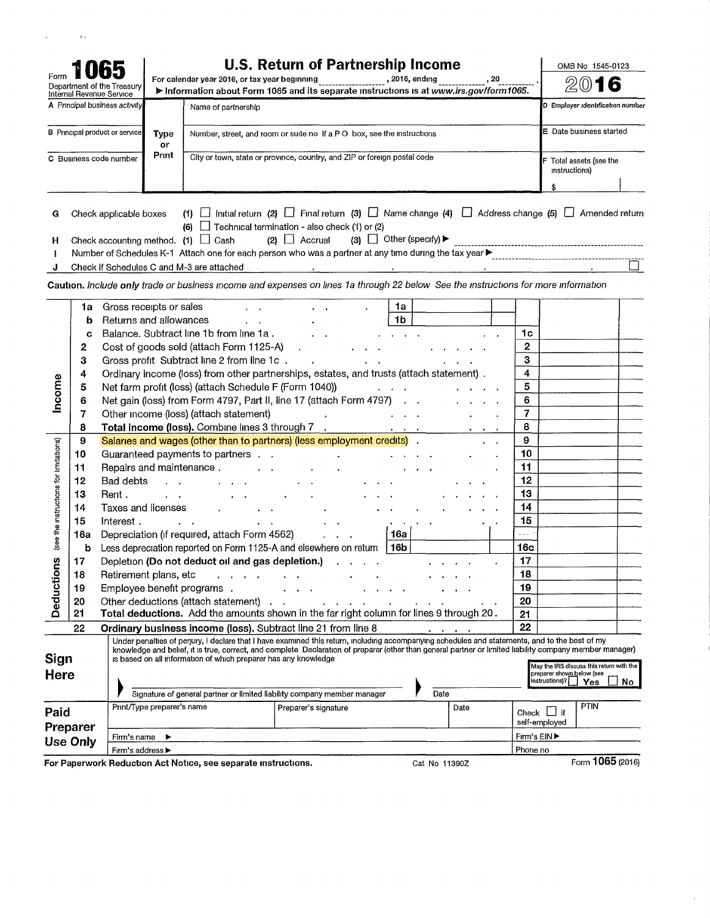Form **1065**
Department of the Treasury
Internal Revenue Service

# U.S. Return of Partnership Income

For calendar year 2016, or tax year beginning ____________, 2016, ending ____________, 20____.
▶ Information about Form 1065 and its separate instructions is at *www.irs.gov/form1065*.

OMB No 1545-0123

**2016**

| | | |
|---|---|---|
| A Principal business activity | Name of partnership | D Employer identification number |
| B Principal product or service | Number, street, and room or suite no If a P O box, see the instructions | E Date business started |
| C Business code number | City or town, state or province, country, and ZIP or foreign postal code | F Total assets (see the instructions) $ |

Type or Print

**G** Check applicable boxes (1) ☐ Initial return (2) ☐ Final return (3) ☐ Name change (4) ☐ Address change (5) ☐ Amended return
(6) ☐ Technical termination - also check (1) or (2)

**H** Check accounting method. (1) ☐ Cash (2) ☐ Accrual (3) ☐ Other (specify) ▶

**I** Number of Schedules K-1 Attach one for each person who was a partner at any time during the tax year ▶

**J** Check if Schedules C and M-3 are attached ☐

**Caution.** *Include only trade or business income and expenses on lines 1a through 22 below See the instructions for more information*

| | Line | Description | | | Line | Amount |
|---|---|---|---|---|---|---|
| **Income** | 1a | Gross receipts or sales | 1a | | | |
| | b | Returns and allowances | 1b | | | |
| | c | Balance. Subtract line 1b from line 1a | | | 1c | |
| | 2 | Cost of goods sold (attach Form 1125-A) | | | 2 | |
| | 3 | Gross profit Subtract line 2 from line 1c | | | 3 | |
| | 4 | Ordinary income (loss) from other partnerships, estates, and trusts (attach statement) | | | 4 | |
| | 5 | Net farm profit (loss) (attach Schedule F (Form 1040)) | | | 5 | |
| | 6 | Net gain (loss) from Form 4797, Part II, line 17 (attach Form 4797) | | | 6 | |
| | 7 | Other income (loss) (attach statement) | | | 7 | |
| | 8 | **Total income (loss).** Combine lines 3 through 7 | | | 8 | |
| **Deductions** (see the instructions for limitations) | 9 | Salaries and wages (other than to partners) (less employment credits) | | | 9 | |
| | 10 | Guaranteed payments to partners | | | 10 | |
| | 11 | Repairs and maintenance | | | 11 | |
| | 12 | Bad debts | | | 12 | |
| | 13 | Rent | | | 13 | |
| | 14 | Taxes and licenses | | | 14 | |
| | 15 | Interest | | | 15 | |
| | 16a | Depreciation (if required, attach Form 4562) | 16a | | | |
| | b | Less depreciation reported on Form 1125-A and elsewhere on return | 16b | | 16c | |
| | 17 | Depletion **(Do not deduct oil and gas depletion.)** | | | 17 | |
| | 18 | Retirement plans, etc | | | 18 | |
| | 19 | Employee benefit programs | | | 19 | |
| | 20 | Other deductions (attach statement) | | | 20 | |
| | 21 | **Total deductions.** Add the amounts shown in the far right column for lines 9 through 20 | | | 21 | |
| | 22 | **Ordinary business income (loss).** Subtract line 21 from line 8 | | | 22 | |

## Sign Here

Under penalties of perjury, I declare that I have examined this return, including accompanying schedules and statements, and to the best of my knowledge and belief, it is true, correct, and complete Declaration of preparer (other than general partner or limited liability company member manager) is based on all information of which preparer has any knowledge

▶ Signature of general partner or limited liability company member manager ▶ Date

May the IRS discuss this return with the preparer shown below (see instructions)? ☐ Yes ☐ No

## Paid Preparer Use Only

| Print/Type preparer's name | Preparer's signature | Date | Check ☐ if self-employed | PTIN |
|---|---|---|---|---|
| Firm's name ▶ | | | Firm's EIN ▶ | |
| Firm's address ▶ | | | Phone no | |

For Paperwork Reduction Act Notice, see separate instructions. Cat No 11390Z Form **1065** (2016)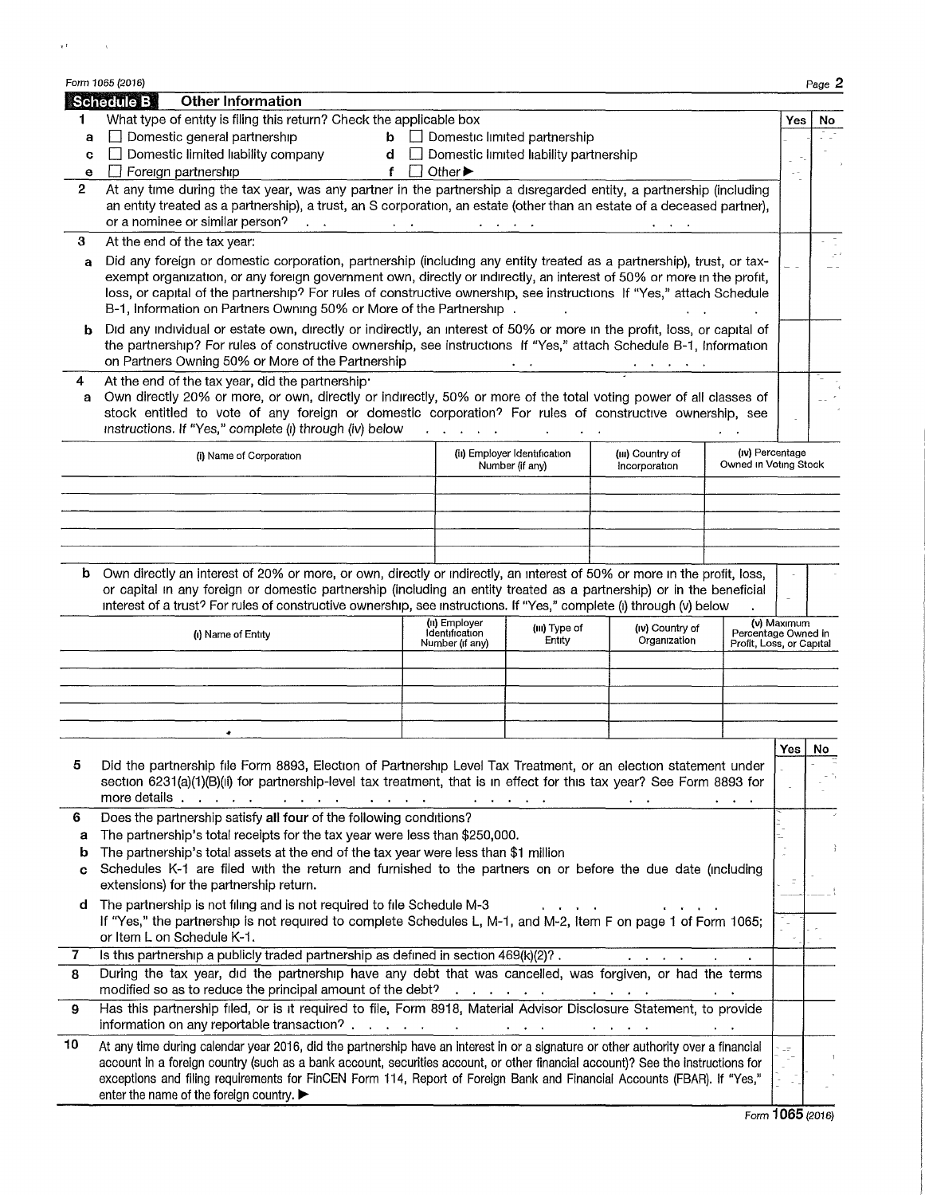Form 1065 (2016)

## Schedule B Other Information

| | | Yes | No |
|---|---|---|---|
| **1** | What type of entity is filing this return? Check the applicable box | | |
| **a** | ☐ Domestic general partnership **b** ☐ Domestic limited partnership | | |
| **c** | ☐ Domestic limited liability company **d** ☐ Domestic limited liability partnership | | |
| **e** | ☐ Foreign partnership **f** ☐ Other ▶ | | |
| **2** | At any time during the tax year, was any partner in the partnership a disregarded entity, a partnership (including an entity treated as a partnership), a trust, an S corporation, an estate (other than an estate of a deceased partner), or a nominee or similar person? | | |
| **3** | At the end of the tax year: | | |
| **a** | Did any foreign or domestic corporation, partnership (including any entity treated as a partnership), trust, or tax-exempt organization, or any foreign government own, directly or indirectly, an interest of 50% or more in the profit, loss, or capital of the partnership? For rules of constructive ownership, see instructions If "Yes," attach Schedule B-1, Information on Partners Owning 50% or More of the Partnership | | |
| **b** | Did any individual or estate own, directly or indirectly, an interest of 50% or more in the profit, loss, or capital of the partnership? For rules of constructive ownership, see instructions If "Yes," attach Schedule B-1, Information on Partners Owning 50% or More of the Partnership | | |
| **4** | At the end of the tax year, did the partnership: | | |
| **a** | Own directly 20% or more, or own, directly or indirectly, 50% or more of the total voting power of all classes of stock entitled to vote of any foreign or domestic corporation? For rules of constructive ownership, see instructions. If "Yes," complete (i) through (iv) below | | |

| (i) Name of Corporation | (ii) Employer Identification Number (if any) | (iii) Country of Incorporation | (iv) Percentage Owned in Voting Stock |
|---|---|---|---|
| | | | |
| | | | |
| | | | |
| | | | |

| | | Yes | No |
|---|---|---|---|
| **b** | Own directly an interest of 20% or more, or own, directly or indirectly, an interest of 50% or more in the profit, loss, or capital in any foreign or domestic partnership (including an entity treated as a partnership) or in the beneficial interest of a trust? For rules of constructive ownership, see instructions. If "Yes," complete (i) through (v) below | | |

| (i) Name of Entity | (ii) Employer Identification Number (if any) | (iii) Type of Entity | (iv) Country of Organization | (v) Maximum Percentage Owned in Profit, Loss, or Capital |
|---|---|---|---|---|
| | | | | |
| | | | | |
| | | | | |
| | | | | |

| | | Yes | No |
|---|---|---|---|
| **5** | Did the partnership file Form 8893, Election of Partnership Level Tax Treatment, or an election statement under section 6231(a)(1)(B)(ii) for partnership-level tax treatment, that is in effect for this tax year? See Form 8893 for more details | | |
| **6** | Does the partnership satisfy **all four** of the following conditions? | | |
| **a** | The partnership's total receipts for the tax year were less than $250,000. | | |
| **b** | The partnership's total assets at the end of the tax year were less than $1 million | | |
| **c** | Schedules K-1 are filed with the return and furnished to the partners on or before the due date (including extensions) for the partnership return. | | |
| **d** | The partnership is not filing and is not required to file Schedule M-3<br>If "Yes," the partnership is not required to complete Schedules L, M-1, and M-2, Item F on page 1 of Form 1065; or Item L on Schedule K-1. | | |
| **7** | Is this partnership a publicly traded partnership as defined in section 469(k)(2)? | | |
| **8** | During the tax year, did the partnership have any debt that was cancelled, was forgiven, or had the terms modified so as to reduce the principal amount of the debt? | | |
| **9** | Has this partnership filed, or is it required to file, Form 8918, Material Advisor Disclosure Statement, to provide information on any reportable transaction? | | |
| **10** | At any time during calendar year 2016, did the partnership have an interest in or a signature or other authority over a financial account in a foreign country (such as a bank account, securities account, or other financial account)? See the instructions for exceptions and filing requirements for FinCEN Form 114, Report of Foreign Bank and Financial Accounts (FBAR). If "Yes," enter the name of the foreign country. ▶ | | |

Form **1065** (2016)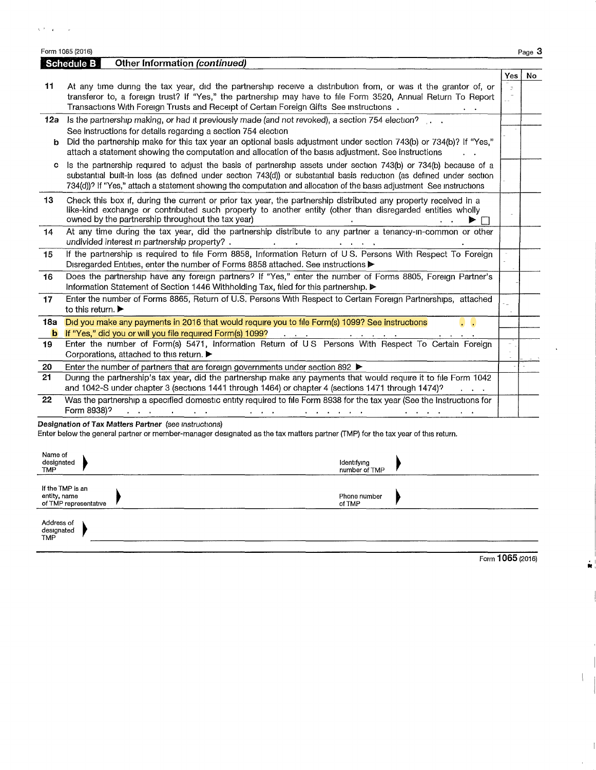Form 1065 (2016)

## Schedule B — Other Information *(continued)*

| | | Yes | No |
|---|---|---|---|
| **11** | At any time during the tax year, did the partnership receive a distribution from, or was it the grantor of, or transferor to, a foreign trust? If "Yes," the partnership may have to file Form 3520, Annual Return To Report Transactions With Foreign Trusts and Receipt of Certain Foreign Gifts See instructions | | |
| **12a** | Is the partnership making, or had it previously made (and not revoked), a section 754 election? See instructions for details regarding a section 754 election | | |
| **b** | Did the partnership make for this tax year an optional basis adjustment under section 743(b) or 734(b)? If "Yes," attach a statement showing the computation and allocation of the basis adjustment. See instructions | | |
| **c** | Is the partnership required to adjust the basis of partnership assets under section 743(b) or 734(b) because of a substantial built-in loss (as defined under section 743(d)) or substantial basis reduction (as defined under section 734(d))? If "Yes," attach a statement showing the computation and allocation of the basis adjustment See instructions | | |
| **13** | Check this box if, during the current or prior tax year, the partnership distributed any property received in a like-kind exchange or contributed such property to another entity (other than disregarded entities wholly owned by the partnership throughout the tax year) ▶ ☐ | | |
| **14** | At any time during the tax year, did the partnership distribute to any partner a tenancy-in-common or other undivided interest in partnership property? | | |
| **15** | If the partnership is required to file Form 8858, Information Return of U S. Persons With Respect To Foreign Disregarded Entities, enter the number of Forms 8858 attached. See instructions ▶ | | |
| **16** | Does the partnership have any foreign partners? If "Yes," enter the number of Forms 8805, Foreign Partner's Information Statement of Section 1446 Withholding Tax, filed for this partnership. ▶ | | |
| **17** | Enter the number of Forms 8865, Return of U.S. Persons With Respect to Certain Foreign Partnerships, attached to this return. ▶ | | |
| **18a** | Did you make any payments in 2016 that would require you to file Form(s) 1099? See instructions | | |
| **b** | If "Yes," did you or will you file required Form(s) 1099? | | |
| **19** | Enter the number of Form(s) 5471, Information Return of U S Persons With Respect To Certain Foreign Corporations, attached to this return. ▶ | | |
| **20** | Enter the number of partners that are foreign governments under section 892 ▶ | | |
| **21** | During the partnership's tax year, did the partnership make any payments that would require it to file Form 1042 and 1042-S under chapter 3 (sections 1441 through 1464) or chapter 4 (sections 1471 through 1474)? | | |
| **22** | Was the partnership a specified domestic entity required to file Form 8938 for the tax year (See the Instructions for Form 8938)? | | |

**Designation of Tax Matters Partner** *(see instructions)*

Enter below the general partner or member-manager designated as the tax matters partner (TMP) for the tax year of this return.

| | | | |
|---|---|---|---|
| Name of designated TMP ▶ | | Identifying number of TMP ▶ | |
| If the TMP is an entity, name of TMP representative ▶ | | Phone number of TMP ▶ | |
| Address of designated TMP ▶ | | | |

Form **1065** (2016)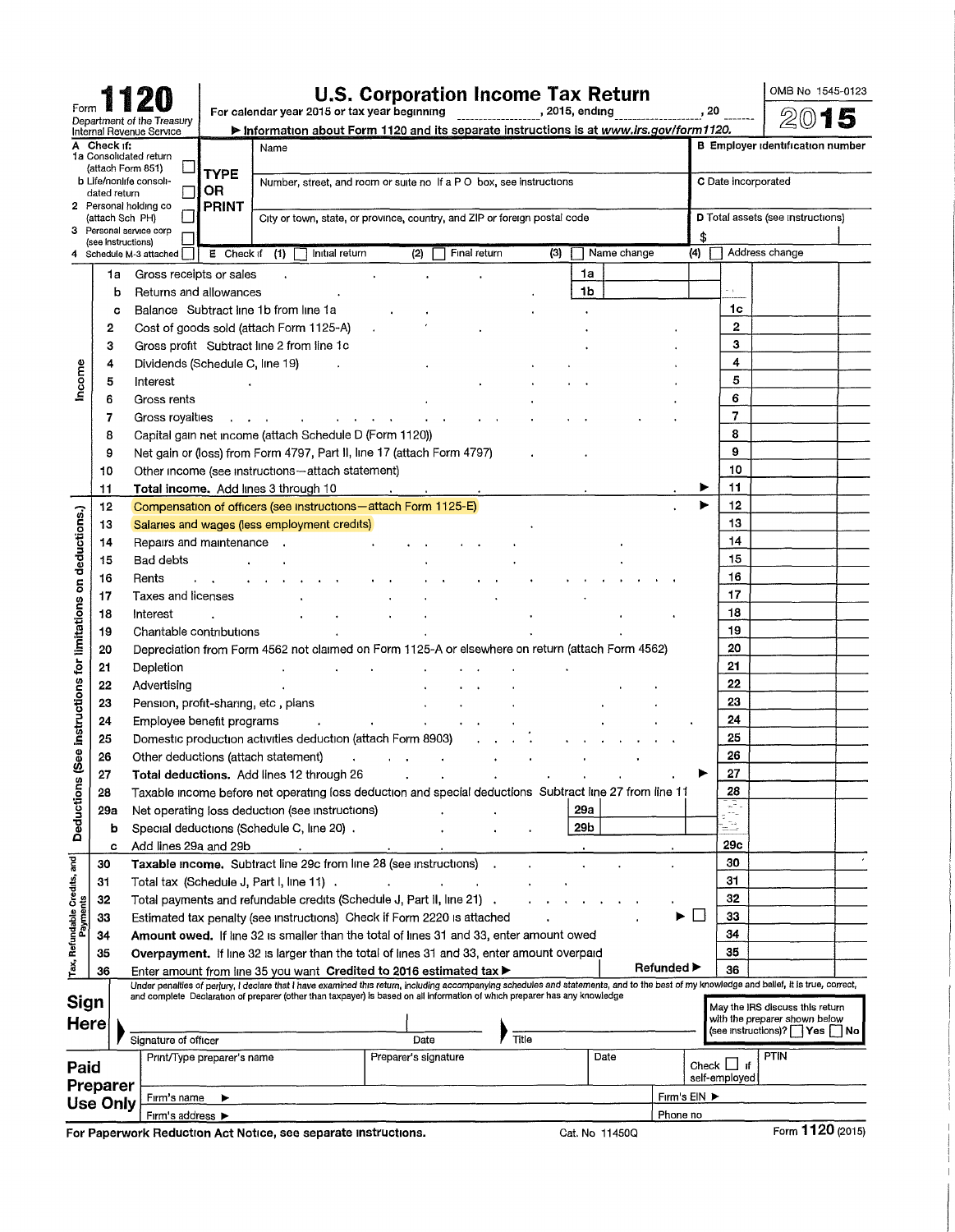Form **1120**

Department of the Treasury
Internal Revenue Service

# U.S. Corporation Income Tax Return

For calendar year 2015 or tax year beginning ____________, 2015, ending ____________, 20 ____

▶ Information about Form 1120 and its separate instructions is at *www.irs.gov/form1120.*

OMB No 1545-0123

**2015**

| A Check if: | TYPE OR PRINT | | |
|---|---|---|---|
| 1a Consolidated return (attach Form 851) ☐ | | Name | B Employer identification number |
| b Life/nonlife consolidated return ☐ | | Number, street, and room or suite no If a P O box, see instructions | C Date incorporated |
| 2 Personal holding co (attach Sch PH) ☐ | | City or town, state, or province, country, and ZIP or foreign postal code | D Total assets (see instructions) $ |
| 3 Personal service corp (see instructions) ☐ | | | |
| 4 Schedule M-3 attached ☐ | E Check if (1) ☐ Initial return (2) ☐ Final return (3) ☐ Name change (4) ☐ Address change | | |

## Income

| Line | Description | | | Line | Amount |
|---|---|---|---|---|---|
| 1a | Gross receipts or sales | 1a | | | |
| b | Returns and allowances | 1b | | | |
| c | Balance Subtract line 1b from line 1a | | | 1c | |
| 2 | Cost of goods sold (attach Form 1125-A) | | | 2 | |
| 3 | Gross profit Subtract line 2 from line 1c | | | 3 | |
| 4 | Dividends (Schedule C, line 19) | | | 4 | |
| 5 | Interest | | | 5 | |
| 6 | Gross rents | | | 6 | |
| 7 | Gross royalties | | | 7 | |
| 8 | Capital gain net income (attach Schedule D (Form 1120)) | | | 8 | |
| 9 | Net gain or (loss) from Form 4797, Part II, line 17 (attach Form 4797) | | | 9 | |
| 10 | Other income (see instructions—attach statement) | | | 10 | |
| 11 | **Total income.** Add lines 3 through 10 ▶ | | | 11 | |

## Deductions (See instructions for limitations on deductions.)

| Line | Description | | | Line | Amount |
|---|---|---|---|---|---|
| 12 | Compensation of officers (see instructions—attach Form 1125-E) ▶ | | | 12 | |
| 13 | Salaries and wages (less employment credits) | | | 13 | |
| 14 | Repairs and maintenance | | | 14 | |
| 15 | Bad debts | | | 15 | |
| 16 | Rents | | | 16 | |
| 17 | Taxes and licenses | | | 17 | |
| 18 | Interest | | | 18 | |
| 19 | Charitable contributions | | | 19 | |
| 20 | Depreciation from Form 4562 not claimed on Form 1125-A or elsewhere on return (attach Form 4562) | | | 20 | |
| 21 | Depletion | | | 21 | |
| 22 | Advertising | | | 22 | |
| 23 | Pension, profit-sharing, etc , plans | | | 23 | |
| 24 | Employee benefit programs | | | 24 | |
| 25 | Domestic production activities deduction (attach Form 8903) | | | 25 | |
| 26 | Other deductions (attach statement) | | | 26 | |
| 27 | **Total deductions.** Add lines 12 through 26 ▶ | | | 27 | |
| 28 | Taxable income before net operating loss deduction and special deductions Subtract line 27 from line 11 | | | 28 | |
| 29a | Net operating loss deduction (see instructions) | 29a | | | |
| b | Special deductions (Schedule C, line 20) | 29b | | | |
| c | Add lines 29a and 29b | | | 29c | |

## Tax, Refundable Credits, and Payments

| Line | Description | Line | Amount |
|---|---|---|---|
| 30 | **Taxable income.** Subtract line 29c from line 28 (see instructions) | 30 | |
| 31 | Total tax (Schedule J, Part I, line 11) | 31 | |
| 32 | Total payments and refundable credits (Schedule J, Part II, line 21) | 32 | |
| 33 | Estimated tax penalty (see instructions) Check if Form 2220 is attached ▶ ☐ | 33 | |
| 34 | **Amount owed.** If line 32 is smaller than the total of lines 31 and 33, enter amount owed | 34 | |
| 35 | **Overpayment.** If line 32 is larger than the total of lines 31 and 33, enter amount overpaid | 35 | |
| 36 | Enter amount from line 35 you want **Credited to 2016 estimated tax** ▶ Refunded ▶ | 36 | |

## Sign Here

*Under penalties of perjury, I declare that I have examined this return, including accompanying schedules and statements, and to the best of my knowledge and belief, it is true, correct, and complete Declaration of preparer (other than taxpayer) is based on all information of which preparer has any knowledge*

▶ Signature of officer | Date | ▶ Title

May the IRS discuss this return with the preparer shown below (see instructions)? ☐ Yes ☐ No

## Paid Preparer Use Only

| Print/Type preparer's name | Preparer's signature | Date | Check ☐ if self-employed | PTIN |
|---|---|---|---|---|
| Firm's name ▶ | | | Firm's EIN ▶ | |
| Firm's address ▶ | | | Phone no | |

For Paperwork Reduction Act Notice, see separate instructions. Cat. No 11450Q Form **1120** (2015)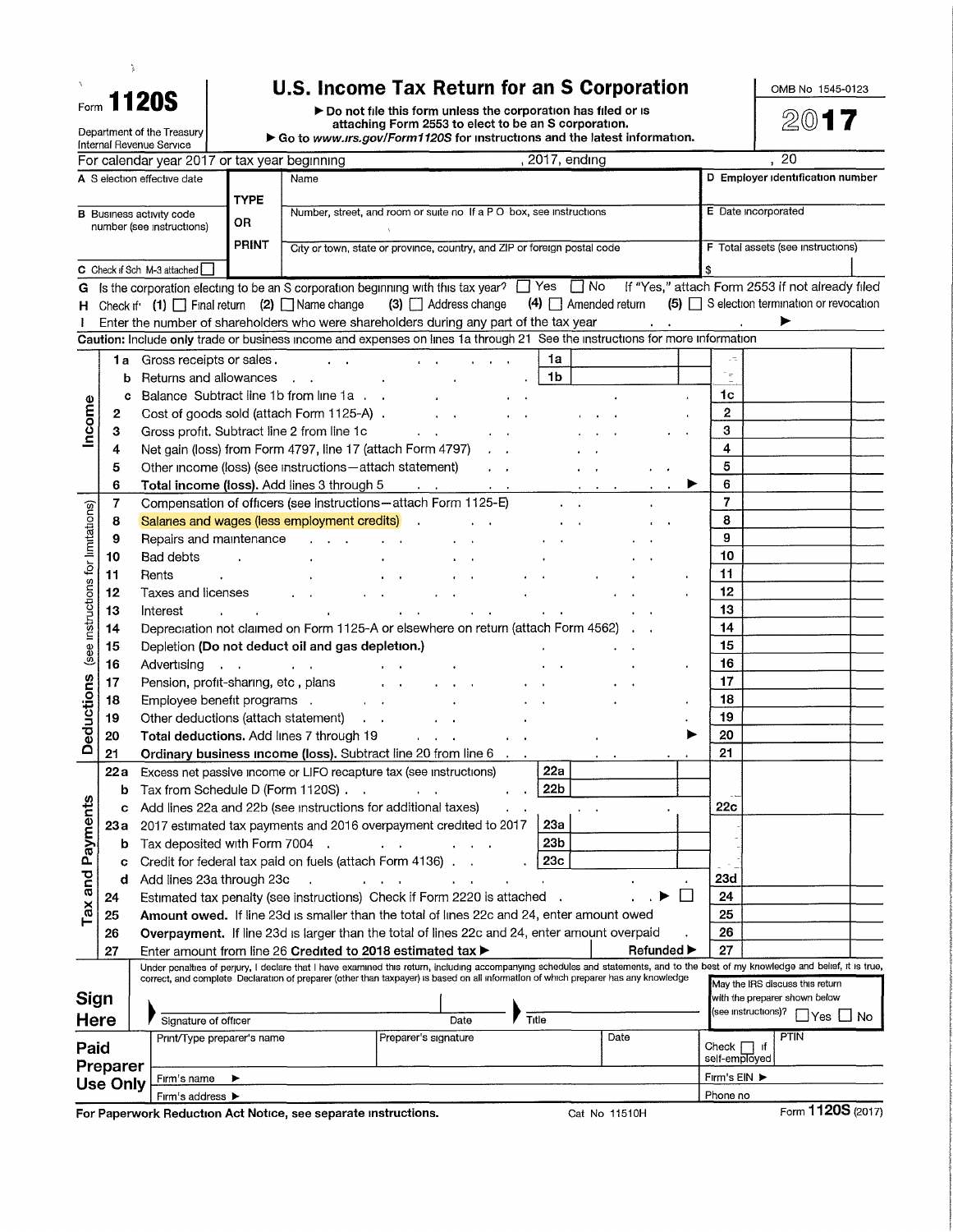Form **1120S**

Department of the Treasury
Internal Revenue Service

# U.S. Income Tax Return for an S Corporation

▶ **Do not file this form unless the corporation has filed or is attaching Form 2553 to elect to be an S corporation.**
▶ Go to *www.irs.gov/Form1120S* for instructions and the latest information.

OMB No 1545-0123

**2017**

For calendar year 2017 or tax year beginning , 2017, ending , 20

| | | |
|---|---|---|
| **A** S election effective date | TYPE OR PRINT — Name | **D** Employer identification number |
| **B** Business activity code number (see instructions) | Number, street, and room or suite no If a P O box, see instructions | **E** Date incorporated |
| **C** Check if Sch M-3 attached ☐ | City or town, state or province, country, and ZIP or foreign postal code | **F** Total assets (see instructions) $ |

**G** Is the corporation electing to be an S corporation beginning with this tax year? ☐ Yes ☐ No If "Yes," attach Form 2553 if not already filed

**H** Check if: **(1)** ☐ Final return **(2)** ☐ Name change **(3)** ☐ Address change **(4)** ☐ Amended return **(5)** ☐ S election termination or revocation

**I** Enter the number of shareholders who were shareholders during any part of the tax year ▶

**Caution:** Include **only** trade or business income and expenses on lines 1a through 21 See the instructions for more information

| Section | Line | Description | | | Line | Amount |
|---|---|---|---|---|---|---|
| Income | 1a | Gross receipts or sales | 1a | | | |
| | b | Returns and allowances | 1b | | | |
| | c | Balance Subtract line 1b from line 1a | | | 1c | |
| | 2 | Cost of goods sold (attach Form 1125-A) | | | 2 | |
| | 3 | Gross profit. Subtract line 2 from line 1c | | | 3 | |
| | 4 | Net gain (loss) from Form 4797, line 17 (attach Form 4797) | | | 4 | |
| | 5 | Other income (loss) (see instructions—attach statement) | | | 5 | |
| | 6 | **Total income (loss).** Add lines 3 through 5 ▶ | | | 6 | |
| Deductions (see instructions for limitations) | 7 | Compensation of officers (see instructions—attach Form 1125-E) | | | 7 | |
| | 8 | Salaries and wages (less employment credits) | | | 8 | |
| | 9 | Repairs and maintenance | | | 9 | |
| | 10 | Bad debts | | | 10 | |
| | 11 | Rents | | | 11 | |
| | 12 | Taxes and licenses | | | 12 | |
| | 13 | Interest | | | 13 | |
| | 14 | Depreciation not claimed on Form 1125-A or elsewhere on return (attach Form 4562) | | | 14 | |
| | 15 | Depletion **(Do not deduct oil and gas depletion.)** | | | 15 | |
| | 16 | Advertising | | | 16 | |
| | 17 | Pension, profit-sharing, etc , plans | | | 17 | |
| | 18 | Employee benefit programs | | | 18 | |
| | 19 | Other deductions (attach statement) | | | 19 | |
| | 20 | **Total deductions.** Add lines 7 through 19 ▶ | | | 20 | |
| | 21 | **Ordinary business income (loss).** Subtract line 20 from line 6 | | | 21 | |
| Tax and Payments | 22a | Excess net passive income or LIFO recapture tax (see instructions) | 22a | | | |
| | b | Tax from Schedule D (Form 1120S) | 22b | | | |
| | c | Add lines 22a and 22b (see instructions for additional taxes) | | | 22c | |
| | 23a | 2017 estimated tax payments and 2016 overpayment credited to 2017 | 23a | | | |
| | b | Tax deposited with Form 7004 | 23b | | | |
| | c | Credit for federal tax paid on fuels (attach Form 4136) | 23c | | | |
| | d | Add lines 23a through 23c | | | 23d | |
| | 24 | Estimated tax penalty (see instructions) Check if Form 2220 is attached ▶ ☐ | | | 24 | |
| | 25 | **Amount owed.** If line 23d is smaller than the total of lines 22c and 24, enter amount owed | | | 25 | |
| | 26 | **Overpayment.** If line 23d is larger than the total of lines 22c and 24, enter amount overpaid | | | 26 | |
| | 27 | Enter amount from line 26 **Credited to 2018 estimated tax** ▶ | | **Refunded** ▶ | 27 | |

**Sign Here**

Under penalties of perjury, I declare that I have examined this return, including accompanying schedules and statements, and to the best of my knowledge and belief, it is true, correct, and complete Declaration of preparer (other than taxpayer) is based on all information of which preparer has any knowledge

▶ Signature of officer | Date | ▶ Title

May the IRS discuss this return with the preparer shown below (see instructions)? ☐ Yes ☐ No

**Paid Preparer Use Only**

| Print/Type preparer's name | Preparer's signature | Date | Check ☐ if self-employed | PTIN |
|---|---|---|---|---|
| Firm's name ▶ | | | Firm's EIN ▶ | |
| Firm's address ▶ | | | Phone no | |

**For Paperwork Reduction Act Notice, see separate instructions.** Cat No 11510H Form **1120S** (2017)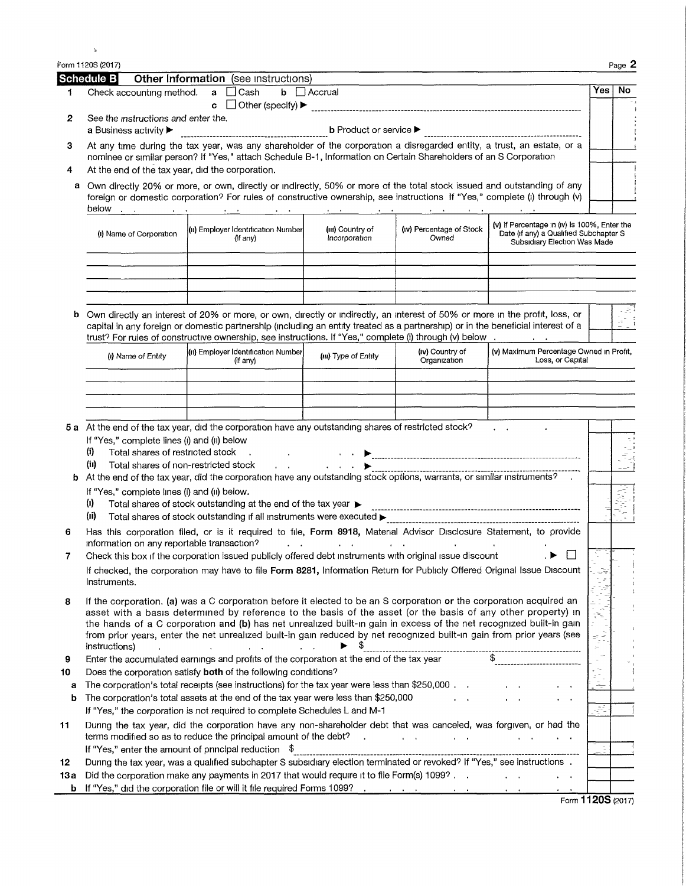Form 1120S (2017)

## Schedule B Other Information (see instructions)

| | | Yes | No |
|---|---|---|---|
| **1** | Check accounting method. **a** ☐ Cash **b** ☐ Accrual **c** ☐ Other (specify) ▶ | | |
| **2** | *See the instructions and enter the.* **a** Business activity ▶ **b** Product or service ▶ | | |
| **3** | At any time during the tax year, was any shareholder of the corporation a disregarded entity, a trust, an estate, or a nominee or similar person? If "Yes," attach Schedule B-1, Information on Certain Shareholders of an S Corporation | | |
| **4** | At the end of the tax year, did the corporation. | | |
| **a** | Own directly 20% or more, or own, directly or indirectly, 50% or more of the total stock issued and outstanding of any foreign or domestic corporation? For rules of constructive ownership, see instructions If "Yes," complete (i) through (v) below | | |

| (i) Name of Corporation | (ii) Employer Identification Number (if any) | (iii) Country of Incorporation | (iv) Percentage of Stock Owned | (v) If Percentage in (iv) Is 100%, Enter the Date (if any) a Qualified Subchapter S Subsidiary Election Was Made |
|---|---|---|---|---|
| | | | | |
| | | | | |
| | | | | |

| | | Yes | No |
|---|---|---|---|
| **b** | Own directly an interest of 20% or more, or own, directly or indirectly, an interest of 50% or more in the profit, loss, or capital in any foreign or domestic partnership (including an entity treated as a partnership) or in the beneficial interest of a trust? For rules of constructive ownership, see instructions. If "Yes," complete (i) through (v) below | | |

| (i) Name of Entity | (ii) Employer Identification Number (if any) | (iii) Type of Entity | (iv) Country of Organization | (v) Maximum Percentage Owned in Profit, Loss, or Capital |
|---|---|---|---|---|
| | | | | |
| | | | | |
| | | | | |

| | | Yes | No |
|---|---|---|---|
| **5a** | At the end of the tax year, did the corporation have any outstanding shares of restricted stock? If "Yes," complete lines (i) and (ii) below (i) Total shares of restricted stock ▶ (ii) Total shares of non-restricted stock ▶ | | |
| **b** | At the end of the tax year, did the corporation have any outstanding stock options, warrants, or similar instruments? If "Yes," complete lines (i) and (ii) below. (i) Total shares of stock outstanding at the end of the tax year ▶ (ii) Total shares of stock outstanding if all instruments were executed ▶ | | |
| **6** | Has this corporation filed, or is it required to file, **Form 8918,** Material Advisor Disclosure Statement, to provide information on any reportable transaction? | | |
| **7** | Check this box if the corporation issued publicly offered debt instruments with original issue discount ▶ ☐ If checked, the corporation may have to file **Form 8281,** Information Return for Publicly Offered Original Issue Discount Instruments. | | |
| **8** | If the corporation. **(a)** was a C corporation before it elected to be an S corporation **or** the corporation acquired an asset with a basis determined by reference to the basis of the asset (or the basis of any other property) in the hands of a C corporation **and (b)** has net unrealized built-in gain in excess of the net recognized built-in gain from prior years, enter the net unrealized built-in gain reduced by net recognized built-in gain from prior years (see instructions) ▶ $ | | |
| **9** | Enter the accumulated earnings and profits of the corporation at the end of the tax year $ | | |
| **10** | Does the corporation satisfy **both** of the following conditions? | | |
| **a** | The corporation's total receipts (see instructions) for the tax year were less than $250,000 | | |
| **b** | The corporation's total assets at the end of the tax year were less than $250,000 If "Yes," the corporation is not required to complete Schedules L and M-1 | | |
| **11** | During the tax year, did the corporation have any non-shareholder debt that was canceled, was forgiven, or had the terms modified so as to reduce the principal amount of the debt? If "Yes," enter the amount of principal reduction $ | | |
| **12** | During the tax year, was a qualified subchapter S subsidiary election terminated or revoked? If "Yes," see instructions | | |
| **13a** | Did the corporation make any payments in 2017 that would require it to file Form(s) 1099? | | |
| **b** | If "Yes," did the corporation file or will it file required Forms 1099? | | |

Form **1120S** (2017)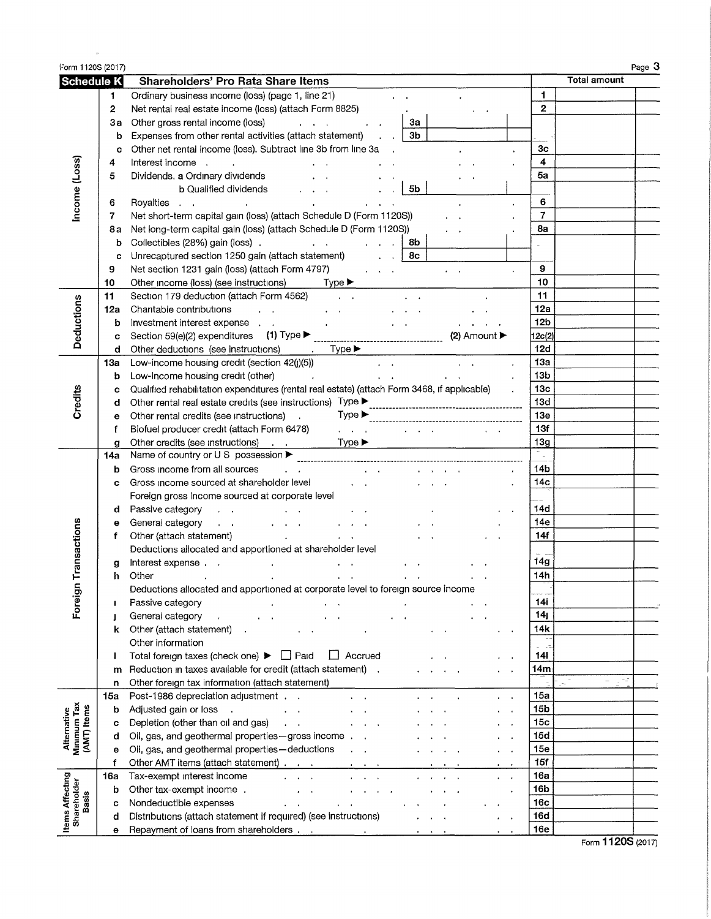Form 1120S (2017) Page 3

## Schedule K — Shareholders' Pro Rata Share Items

| Section | Line | Description | | Total amount |
|---|---|---|---|---|
| Income (Loss) | 1 | Ordinary business income (loss) (page 1, line 21) | 1 | |
| | 2 | Net rental real estate income (loss) (attach Form 8825) | 2 | |
| | 3a | Other gross rental income (loss) — 3a | | |
| | b | Expenses from other rental activities (attach statement) — 3b | | |
| | c | Other net rental income (loss). Subtract line 3b from line 3a | 3c | |
| | 4 | Interest income | 4 | |
| | 5 | Dividends. a Ordinary dividends | 5a | |
| | | b Qualified dividends — 5b | | |
| | 6 | Royalties | 6 | |
| | 7 | Net short-term capital gain (loss) (attach Schedule D (Form 1120S)) | 7 | |
| | 8a | Net long-term capital gain (loss) (attach Schedule D (Form 1120S)) | 8a | |
| | b | Collectibles (28%) gain (loss) — 8b | | |
| | c | Unrecaptured section 1250 gain (attach statement) — 8c | | |
| | 9 | Net section 1231 gain (loss) (attach Form 4797) | 9 | |
| | 10 | Other income (loss) (see instructions) Type ▶ | 10 | |
| Deductions | 11 | Section 179 deduction (attach Form 4562) | 11 | |
| | 12a | Charitable contributions | 12a | |
| | b | Investment interest expense | 12b | |
| | c | Section 59(e)(2) expenditures (1) Type ▶ (2) Amount ▶ | 12c(2) | |
| | d | Other deductions (see instructions) Type ▶ | 12d | |
| Credits | 13a | Low-income housing credit (section 42(j)(5)) | 13a | |
| | b | Low-income housing credit (other) | 13b | |
| | c | Qualified rehabilitation expenditures (rental real estate) (attach Form 3468, if applicable) | 13c | |
| | d | Other rental real estate credits (see instructions) Type ▶ | 13d | |
| | e | Other rental credits (see instructions) Type ▶ | 13e | |
| | f | Biofuel producer credit (attach Form 6478) | 13f | |
| | g | Other credits (see instructions) Type ▶ | 13g | |
| Foreign Transactions | 14a | Name of country or U S possession ▶ | | |
| | b | Gross income from all sources | 14b | |
| | c | Gross income sourced at shareholder level | 14c | |
| | | Foreign gross income sourced at corporate level | | |
| | d | Passive category | 14d | |
| | e | General category | 14e | |
| | f | Other (attach statement) | 14f | |
| | | Deductions allocated and apportioned at shareholder level | | |
| | g | Interest expense | 14g | |
| | h | Other | 14h | |
| | | Deductions allocated and apportioned at corporate level to foreign source income | | |
| | i | Passive category | 14i | |
| | j | General category | 14j | |
| | k | Other (attach statement) | 14k | |
| | | Other information | | |
| | l | Total foreign taxes (check one) ▶ ☐ Paid ☐ Accrued | 14l | |
| | m | Reduction in taxes available for credit (attach statement) | 14m | |
| | n | Other foreign tax information (attach statement) | | |
| Alternative Minimum Tax (AMT) Items | 15a | Post-1986 depreciation adjustment | 15a | |
| | b | Adjusted gain or loss | 15b | |
| | c | Depletion (other than oil and gas) | 15c | |
| | d | Oil, gas, and geothermal properties—gross income | 15d | |
| | e | Oil, gas, and geothermal properties—deductions | 15e | |
| | f | Other AMT items (attach statement) | 15f | |
| Items Affecting Shareholder Basis | 16a | Tax-exempt interest income | 16a | |
| | b | Other tax-exempt income | 16b | |
| | c | Nondeductible expenses | 16c | |
| | d | Distributions (attach statement if required) (see instructions) | 16d | |
| | e | Repayment of loans from shareholders | 16e | |

Form **1120S** (2017)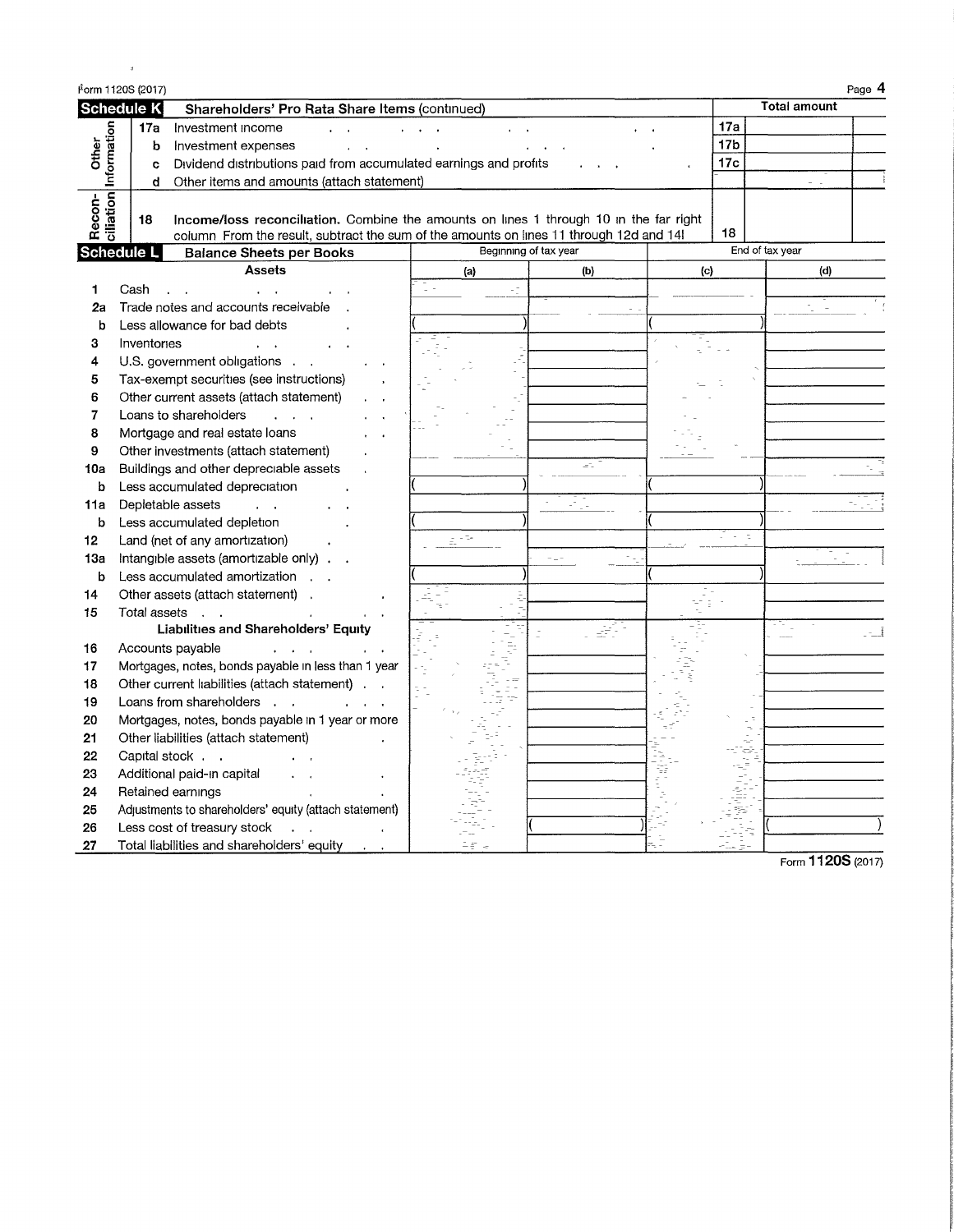Form 1120S (2017) Page 4

## Schedule K — Shareholders' Pro Rata Share Items (continued)

| | | | | Total amount |
|---|---|---|---|---|
| Other Information | 17a | Investment income | 17a | |
| | b | Investment expenses | 17b | |
| | c | Dividend distributions paid from accumulated earnings and profits | 17c | |
| | d | Other items and amounts (attach statement) | | |
| Recon- ciliation | 18 | **Income/loss reconciliation.** Combine the amounts on lines 1 through 10 in the far right column From the result, subtract the sum of the amounts on lines 11 through 12d and 14l | 18 | |

## Schedule L — Balance Sheets per Books

| | | Beginning of tax year | | End of tax year | |
|---|---|---|---|---|---|
| | **Assets** | (a) | (b) | (c) | (d) |
| 1 | Cash | | | | |
| 2a | Trade notes and accounts receivable | | | | |
| b | Less allowance for bad debts | ( ) | | ( ) | |
| 3 | Inventories | | | | |
| 4 | U.S. government obligations | | | | |
| 5 | Tax-exempt securities (see instructions) | | | | |
| 6 | Other current assets (attach statement) | | | | |
| 7 | Loans to shareholders | | | | |
| 8 | Mortgage and real estate loans | | | | |
| 9 | Other investments (attach statement) | | | | |
| 10a | Buildings and other depreciable assets | | | | |
| b | Less accumulated depreciation | ( ) | | ( ) | |
| 11a | Depletable assets | | | | |
| b | Less accumulated depletion | ( ) | | ( ) | |
| 12 | Land (net of any amortization) | | | | |
| 13a | Intangible assets (amortizable only) | | | | |
| b | Less accumulated amortization | ( ) | | ( ) | |
| 14 | Other assets (attach statement) | | | | |
| 15 | Total assets | | | | |
| | **Liabilities and Shareholders' Equity** | | | | |
| 16 | Accounts payable | | | | |
| 17 | Mortgages, notes, bonds payable in less than 1 year | | | | |
| 18 | Other current liabilities (attach statement) | | | | |
| 19 | Loans from shareholders | | | | |
| 20 | Mortgages, notes, bonds payable in 1 year or more | | | | |
| 21 | Other liabilities (attach statement) | | | | |
| 22 | Capital stock | | | | |
| 23 | Additional paid-in capital | | | | |
| 24 | Retained earnings | | | | |
| 25 | Adjustments to shareholders' equity (attach statement) | | | | |
| 26 | Less cost of treasury stock | | ( ) | | ( ) |
| 27 | Total liabilities and shareholders' equity | | | | |

Form **1120S** (2017)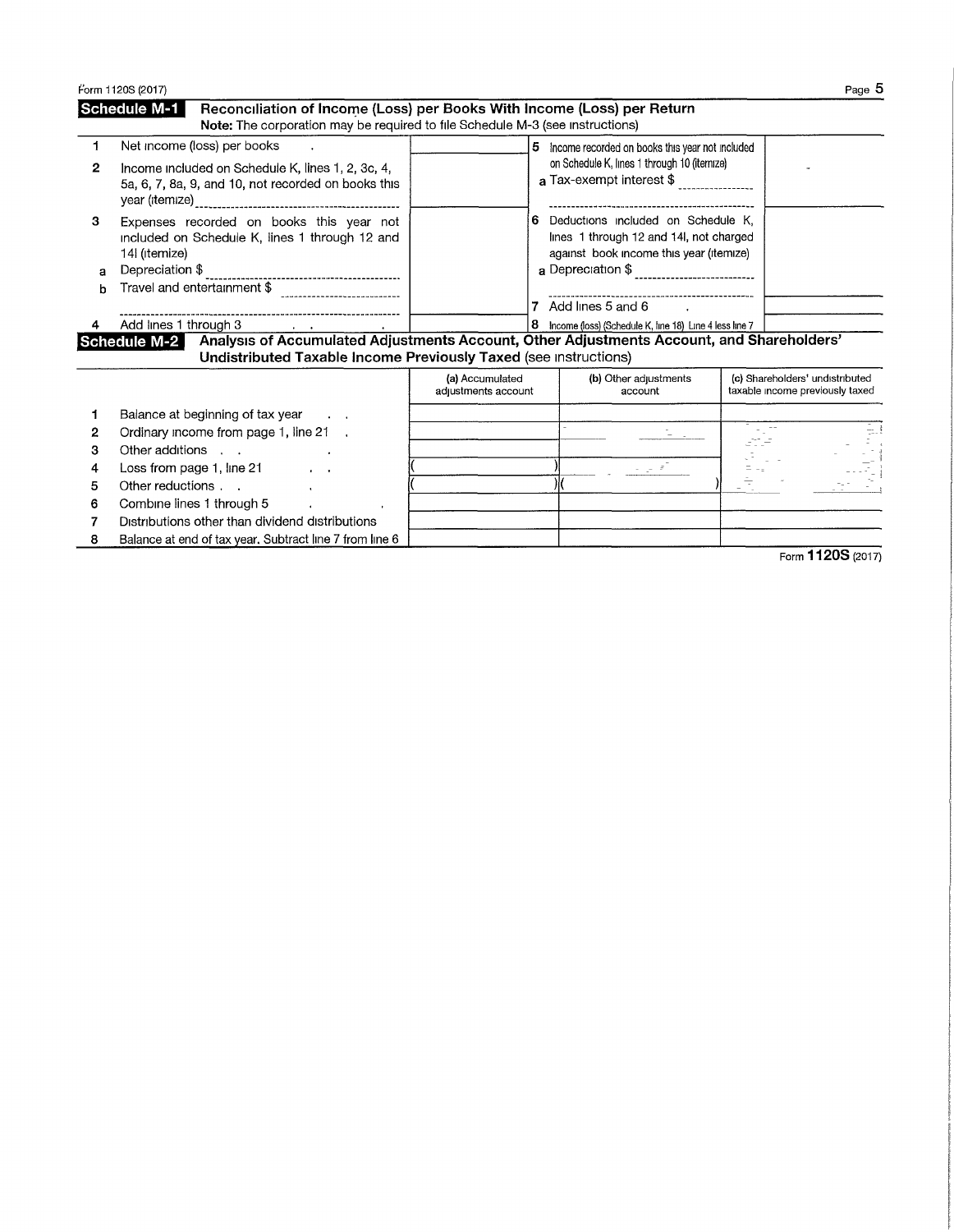Form 1120S (2017)

## Schedule M-1 Reconciliation of Income (Loss) per Books With Income (Loss) per Return

**Note:** The corporation may be required to file Schedule M-3 (see instructions)

| | | | | | |
|---|---|---|---|---|---|
| 1 | Net income (loss) per books | | 5 | Income recorded on books this year not included on Schedule K, lines 1 through 10 (itemize) | |
| 2 | Income included on Schedule K, lines 1, 2, 3c, 4, 5a, 6, 7, 8a, 9, and 10, not recorded on books this year (itemize) | | | a Tax-exempt interest $ | |
| 3 | Expenses recorded on books this year not included on Schedule K, lines 1 through 12 and 14l (itemize) | | 6 | Deductions included on Schedule K, lines 1 through 12 and 14l, not charged against book income this year (itemize) | |
| a | Depreciation $ | | | a Depreciation $ | |
| b | Travel and entertainment $ | | 7 | Add lines 5 and 6 | |
| 4 | Add lines 1 through 3 | | 8 | Income (loss) (Schedule K, line 18) Line 4 less line 7 | |

## Schedule M-2 Analysis of Accumulated Adjustments Account, Other Adjustments Account, and Shareholders' Undistributed Taxable Income Previously Taxed (see instructions)

| | | (a) Accumulated adjustments account | (b) Other adjustments account | (c) Shareholders' undistributed taxable income previously taxed |
|---|---|---|---|---|
| 1 | Balance at beginning of tax year | | | |
| 2 | Ordinary income from page 1, line 21 | | | |
| 3 | Other additions | | | |
| 4 | Loss from page 1, line 21 | ( ) | | |
| 5 | Other reductions | ( ) | ( ) | |
| 6 | Combine lines 1 through 5 | | | |
| 7 | Distributions other than dividend distributions | | | |
| 8 | Balance at end of tax year. Subtract line 7 from line 6 | | | |

Form **1120S** (2017)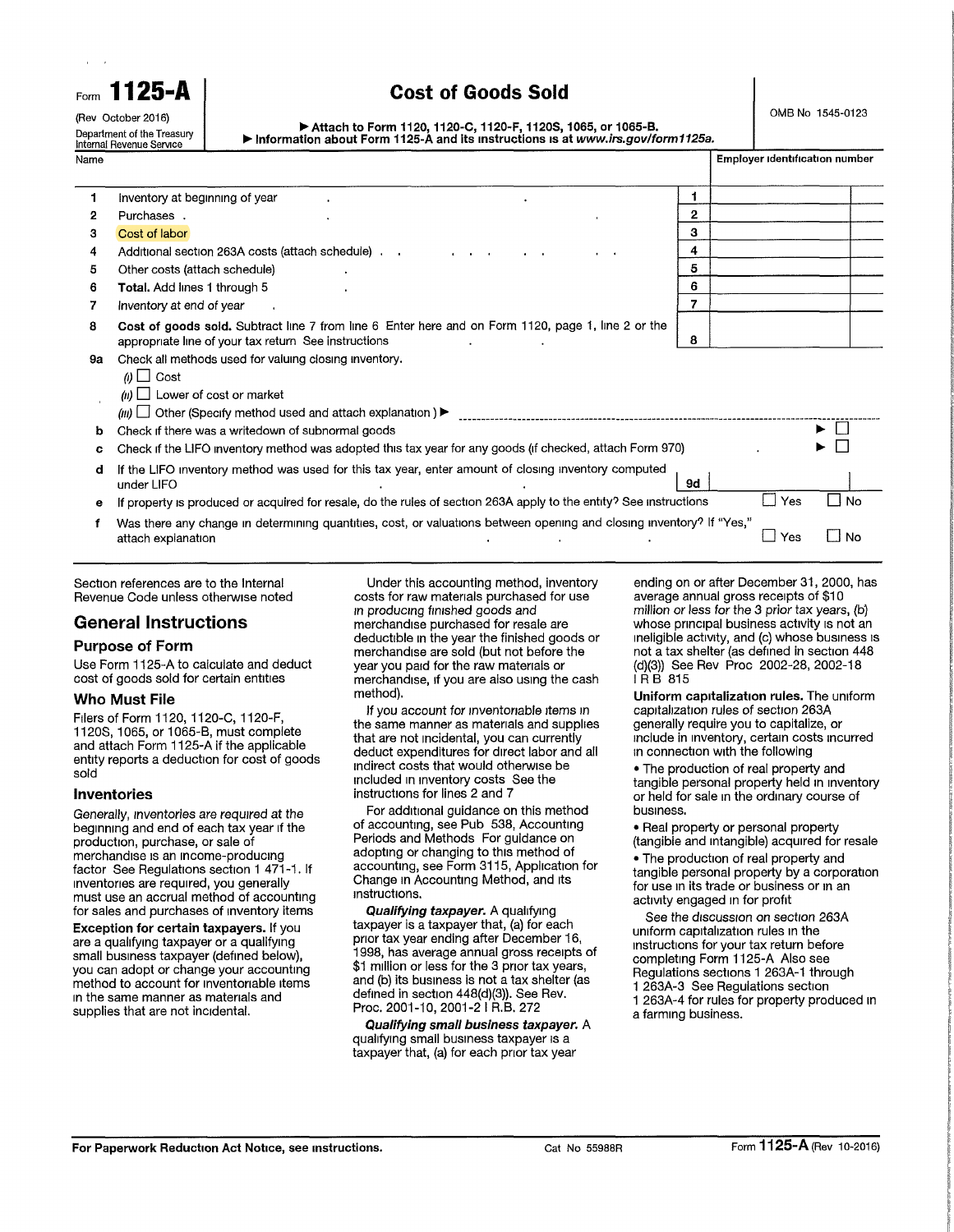Form **1125-A**

(Rev October 2016)

Department of the Treasury
Internal Revenue Service

# Cost of Goods Sold

▶ Attach to Form 1120, 1120-C, 1120-F, 1120S, 1065, or 1065-B.
▶ Information about Form 1125-A and its instructions is at *www.irs.gov/form1125a.*

OMB No 1545-0123

| Name | Employer identification number |
|---|---|
| | |

| | | | |
|---|---|---|---|
| 1 | Inventory at beginning of year | 1 | |
| 2 | Purchases | 2 | |
| 3 | Cost of labor | 3 | |
| 4 | Additional section 263A costs (attach schedule) | 4 | |
| 5 | Other costs (attach schedule) | 5 | |
| 6 | **Total.** Add lines 1 through 5 | 6 | |
| 7 | Inventory at end of year | 7 | |
| 8 | **Cost of goods sold.** Subtract line 7 from line 6 Enter here and on Form 1120, page 1, line 2 or the appropriate line of your tax return See instructions | 8 | |

9a Check all methods used for valuing closing inventory.

(i) ☐ Cost

(ii) ☐ Lower of cost or market

(iii) ☐ Other (Specify method used and attach explanation ) ▶ ____________

b Check if there was a writedown of subnormal goods ▶ ☐

c Check if the LIFO inventory method was adopted this tax year for any goods (if checked, attach Form 970) ▶ ☐

d If the LIFO inventory method was used for this tax year, enter amount of closing inventory computed under LIFO **9d** ______

e If property is produced or acquired for resale, do the rules of section 263A apply to the entity? See instructions ☐ Yes ☐ No

f Was there any change in determining quantities, cost, or valuations between opening and closing inventory? If "Yes," attach explanation ☐ Yes ☐ No

Section references are to the Internal Revenue Code unless otherwise noted

## General Instructions

### Purpose of Form

Use Form 1125-A to calculate and deduct cost of goods sold for certain entities

### Who Must File

Filers of Form 1120, 1120-C, 1120-F, 1120S, 1065, or 1065-B, must complete and attach Form 1125-A if the applicable entity reports a deduction for cost of goods sold

### Inventories

Generally, inventories are required at the beginning and end of each tax year if the production, purchase, or sale of merchandise is an income-producing factor See Regulations section 1 471-1. If inventories are required, you generally must use an accrual method of accounting for sales and purchases of inventory items

**Exception for certain taxpayers.** If you are a qualifying taxpayer or a qualifying small business taxpayer (defined below), you can adopt or change your accounting method to account for inventoriable items in the same manner as materials and supplies that are not incidental.

Under this accounting method, inventory costs for raw materials purchased for use in producing finished goods and merchandise purchased for resale are deductible in the year the finished goods or merchandise are sold (but not before the year you paid for the raw materials or merchandise, if you are also using the cash method).

If you account for inventoriable items in the same manner as materials and supplies that are not incidental, you can currently deduct expenditures for direct labor and all indirect costs that would otherwise be included in inventory costs See the instructions for lines 2 and 7

For additional guidance on this method of accounting, see Pub 538, Accounting Periods and Methods For guidance on adopting or changing to this method of accounting, see Form 3115, Application for Change in Accounting Method, and its instructions.

***Qualifying taxpayer.*** A qualifying taxpayer is a taxpayer that, (a) for each prior tax year ending after December 16, 1998, has average annual gross receipts of $1 million or less for the 3 prior tax years, and (b) its business is not a tax shelter (as defined in section 448(d)(3)). See Rev. Proc. 2001-10, 2001-2 I R.B. 272

***Qualifying small business taxpayer.*** A qualifying small business taxpayer is a taxpayer that, (a) for each prior tax year ending on or after December 31, 2000, has average annual gross receipts of $10 million or less for the 3 prior tax years, (b) whose principal business activity is not an ineligible activity, and (c) whose business is not a tax shelter (as defined in section 448 (d)(3)) See Rev Proc 2002-28, 2002-18 I R B 815

**Uniform capitalization rules.** The uniform capitalization rules of section 263A generally require you to capitalize, or include in inventory, certain costs incurred in connection with the following

- The production of real property and tangible personal property held in inventory or held for sale in the ordinary course of business.
- Real property or personal property (tangible and intangible) acquired for resale
- The production of real property and tangible personal property by a corporation for use in its trade or business or in an activity engaged in for profit

See the discussion on section 263A uniform capitalization rules in the instructions for your tax return before completing Form 1125-A Also see Regulations sections 1 263A-1 through 1 263A-3 See Regulations section 1 263A-4 for rules for property produced in a farming business.

**For Paperwork Reduction Act Notice, see instructions.** Cat No 55988R Form **1125-A** (Rev 10-2016)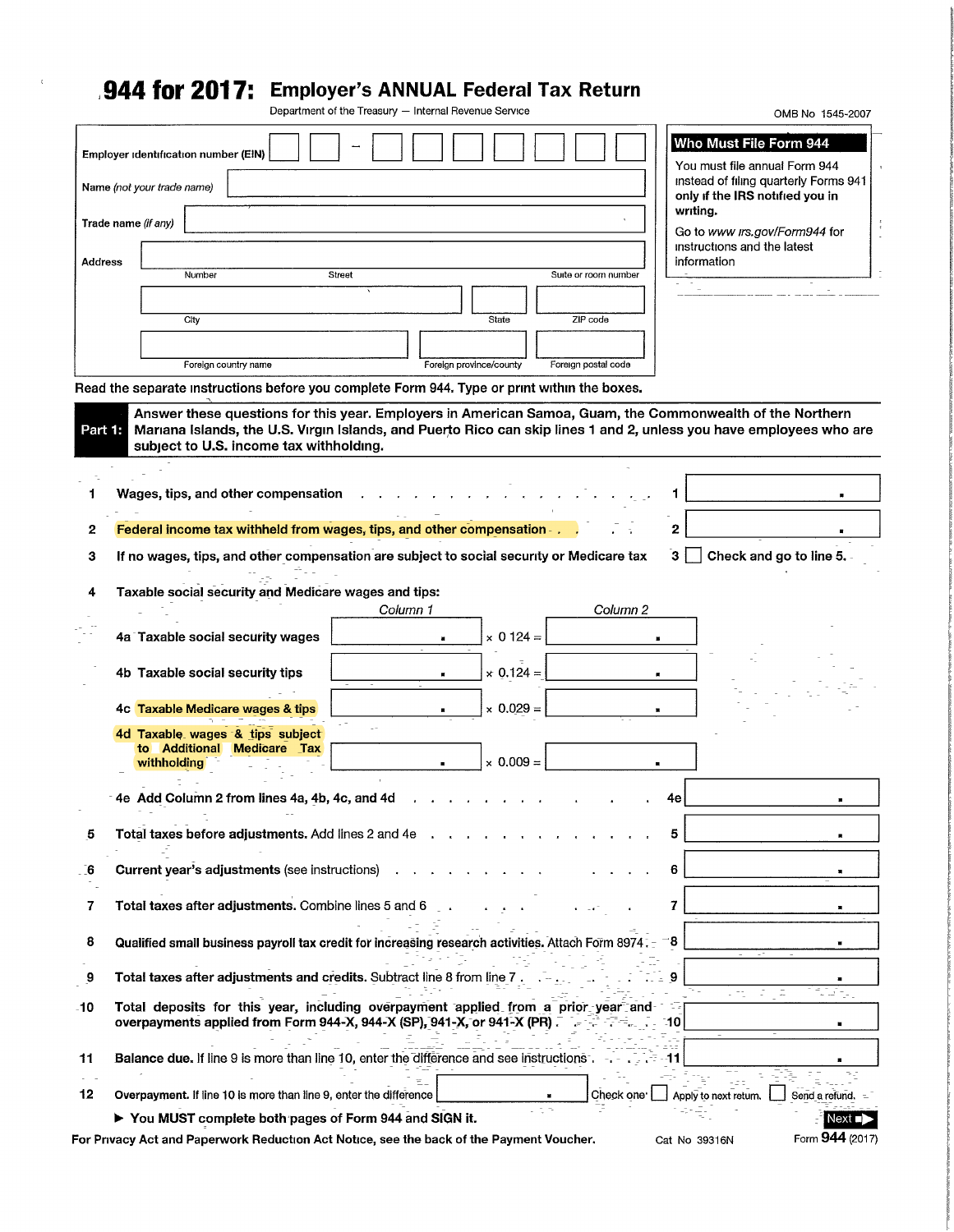# 944 for 2017: Employer's ANNUAL Federal Tax Return

Department of the Treasury — Internal Revenue Service

OMB No 1545-2007

| | |
|---|---|
| Employer identification number (EIN) | ☐☐ – ☐☐☐☐☐☐☐ |
| Name *(not your trade name)* | |
| Trade name *(if any)* | |
| Address | Number / Street / Suite or room number |
| | City / State / ZIP code |
| | Foreign country name / Foreign province/county / Foreign postal code |

**Who Must File Form 944**

You must file annual Form 944 instead of filing quarterly Forms 941 **only if the IRS notified you in writing.**

Go to *www irs.gov/Form944* for instructions and the latest information

**Read the separate instructions before you complete Form 944. Type or print within the boxes.**

**Part 1:** **Answer these questions for this year. Employers in American Samoa, Guam, the Commonwealth of the Northern Mariana Islands, the U.S. Virgin Islands, and Puerto Rico can skip lines 1 and 2, unless you have employees who are subject to U.S. income tax withholding.**

**1** **Wages, tips, and other compensation** . . . . . . . . . . . . . . . . . . . **1** ______

**2** **Federal income tax withheld from wages, tips, and other compensation** . . . . **2** ______

**3** **If no wages, tips, and other compensation are subject to social security or Medicare tax** **3** ☐ **Check and go to line 5.**

**4** **Taxable social security and Medicare wages and tips:**

| | Column 1 | | Column 2 |
|---|---|---|---|
| **4a Taxable social security wages** | . | × 0.124 = | . |
| **4b Taxable social security tips** | . | × 0.124 = | . |
| **4c Taxable Medicare wages & tips** | . | × 0.029 = | . |
| **4d Taxable wages & tips subject to Additional Medicare Tax withholding** | . | × 0.009 = | . |

**4e** **Add Column 2 from lines 4a, 4b, 4c, and 4d** . . . . . . . . . . **4e** ______

**5** **Total taxes before adjustments.** Add lines 2 and 4e . . . . . . . . . . **5** ______

**6** **Current year's adjustments** (see instructions) . . . . . . . . . . **6** ______

**7** **Total taxes after adjustments.** Combine lines 5 and 6 . . . . . . . . **7** ______

**8** **Qualified small business payroll tax credit for increasing research activities.** Attach Form 8974 . **8** ______

**9** **Total taxes after adjustments and credits.** Subtract line 8 from line 7 . . . . **9** ______

**10** **Total deposits for this year, including overpayment applied from a prior year and overpayments applied from Form 944-X, 944-X (SP), 941-X, or 941-X (PR)** . . . **10** ______

**11** **Balance due.** If line 9 is more than line 10, enter the difference and see instructions . . **11** ______

**12** **Overpayment.** If line 10 is more than line 9, enter the difference ______ Check one: ☐ Apply to next return. ☐ Send a refund.

▶ **You MUST complete both pages of Form 944 and SIGN it.**

**Next ▶**

**For Privacy Act and Paperwork Reduction Act Notice, see the back of the Payment Voucher.** Cat No 39316N Form **944** (2017)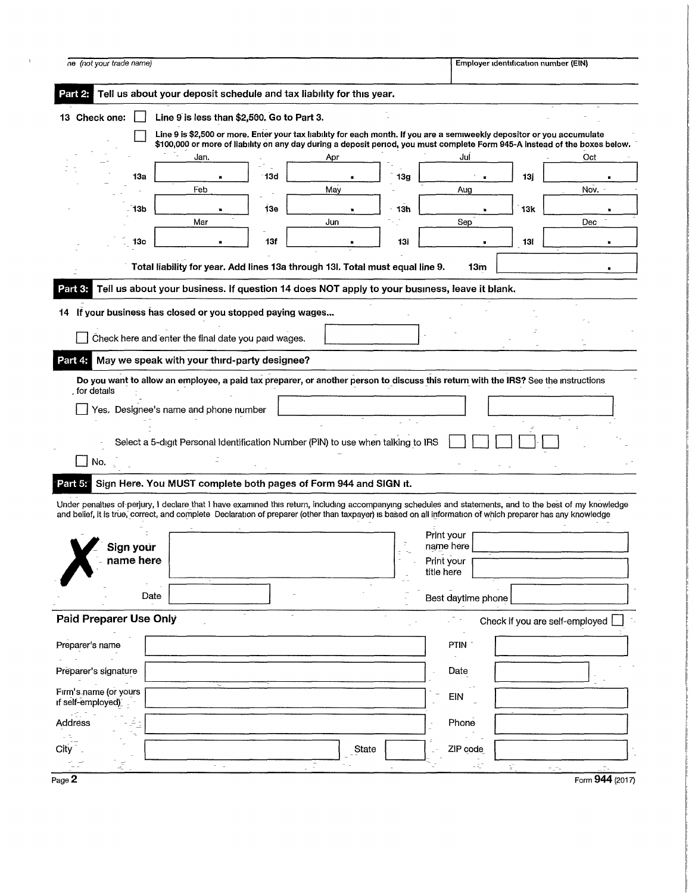ne (not your trade name) | Employer identification number (EIN)

**Part 2: Tell us about your deposit schedule and tax liability for this year.**

13 Check one: ☐ Line 9 is less than $2,500. Go to Part 3.

☐ Line 9 is $2,500 or more. Enter your tax liability for each month. If you are a semiweekly depositor or you accumulate $100,000 or more of liability on any day during a deposit period, you must complete Form 945-A instead of the boxes below.

| | | | | | | | |
|---|---|---|---|---|---|---|---|
| 13a | Jan. . | 13d | Apr . | 13g | Jul . | 13j | Oct . |
| 13b | Feb . | 13e | May . | 13h | Aug . | 13k | Nov. . |
| 13c | Mar . | 13f | Jun . | 13i | Sep . | 13l | Dec . |

Total liability for year. Add lines 13a through 13l. Total must equal line 9. **13m** .

**Part 3: Tell us about your business. If question 14 does NOT apply to your business, leave it blank.**

14 If your business has closed or you stopped paying wages...

☐ Check here and enter the final date you paid wages.

**Part 4: May we speak with your third-party designee?**

**Do you want to allow an employee, a paid tax preparer, or another person to discuss this return with the IRS?** See the instructions for details

☐ Yes. Designee's name and phone number

Select a 5-digit Personal Identification Number (PIN) to use when talking to IRS ☐☐☐☐☐

☐ No.

**Part 5: Sign Here. You MUST complete both pages of Form 944 and SIGN it.**

Under penalties of perjury, I declare that I have examined this return, including accompanying schedules and statements, and to the best of my knowledge and belief, it is true, correct, and complete Declaration of preparer (other than taxpayer) is based on all information of which preparer has any knowledge

**X Sign your name here**

Print your name here

Print your title here

Date

Best daytime phone

**Paid Preparer Use Only**

Check if you are self-employed ☐

Preparer's name | PTIN

Preparer's signature | Date

Firm's name (or yours if self-employed) | EIN

Address | Phone

City | State | ZIP code

Page **2** Form **944** (2017)